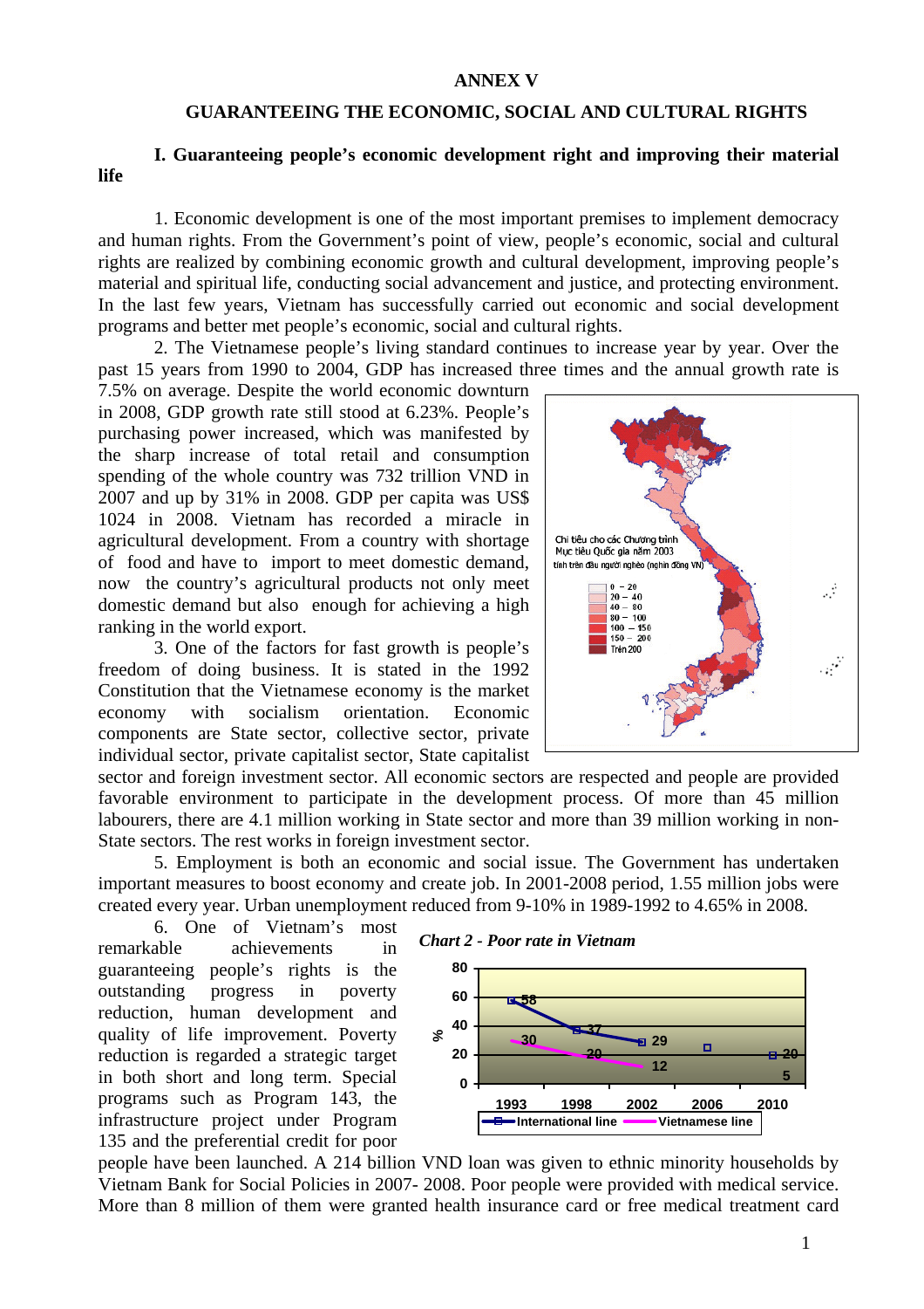# ANNEX V

## GUARANTEEING THE ECONOMIC, SOCIAL AND CULTURAL RIGHTS

### I. Guaranteeing people's economic development right and improving their material life

1. Economic development is one of the most important premises to implement democracy and human rights. From the Government's point of view, people's economic, social and cultural rights are realized by combining economic growth and cultural development, improving people's material and spiritual life, conducting social advancement and justice, and protecting environment. In the last few years, Vietnam has successfully carried out economic and social development programs and better met people's economic, social and cultural rights.

2. The Vietnamese people's living standard continues to increase year by year. Over the past 15 years from 1990 to 2004, GDP has increased three times and the annual growth rate is 7.5% on average. Despite the world economic downturn in 2008, GDP growth rate still stood at 6.23%. People's purchasing power increased, which was manifested by the sharp increase of total retail and consumption spending of the whole country was 732 trillion VND in 2007 and up by 31% in 2008. GDP per capita was US$ 1024 in 2008. Vietnam has recorded a miracle in agricultural development. From a country with shortage of food and have to import to meet domestic demand, now the country's agricultural products not only meet domestic demand but also enough for achieving a high ranking in the world export.

Chi tiêu cho các Chương trình Mục tiêu Quốc gia năm 2003 tính trên đầu người nghèo (nghìn đồng VN)

0 – 20
20 – 40
40 – 80
80 – 100
100 – 150
150 – 200
Trên 200

3. One of the factors for fast growth is people's freedom of doing business. It is stated in the 1992 Constitution that the Vietnamese economy is the market economy with socialism orientation. Economic components are State sector, collective sector, private individual sector, private capitalist sector, State capitalist sector and foreign investment sector. All economic sectors are respected and people are provided favorable environment to participate in the development process. Of more than 45 million labourers, there are 4.1 million working in State sector and more than 39 million working in non-State sectors. The rest works in foreign investment sector.

5. Employment is both an economic and social issue. The Government has undertaken important measures to boost economy and create job. In 2001-2008 period, 1.55 million jobs were created every year. Urban unemployment reduced from 9-10% in 1989-1992 to 4.65% in 2008.

*Chart 2 - Poor rate in Vietnam*

%
80
60
40
20
0
58
37
29
30
20
12
20
5
1993
1998
2002
2006
2010
International line
Vietnamese line

6. One of Vietnam's most remarkable achievements in guaranteeing people's rights is the outstanding progress in poverty reduction, human development and quality of life improvement. Poverty reduction is regarded a strategic target in both short and long term. Special programs such as Program 143, the infrastructure project under Program 135 and the preferential credit for poor people have been launched. A 214 billion VND loan was given to ethnic minority households by Vietnam Bank for Social Policies in 2007- 2008. Poor people were provided with medical service. More than 8 million of them were granted health insurance card or free medical treatment card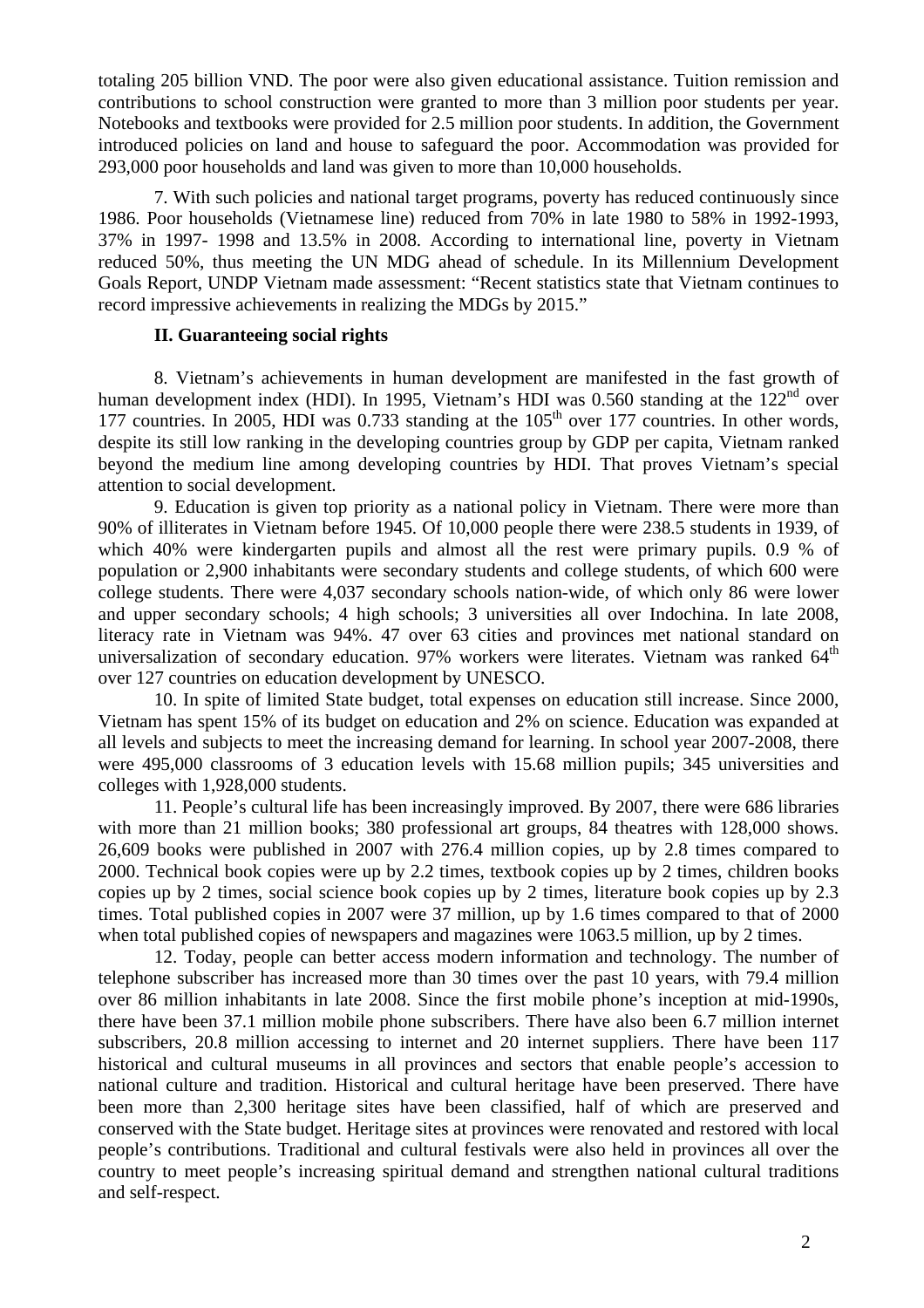totaling 205 billion VND. The poor were also given educational assistance. Tuition remission and contributions to school construction were granted to more than 3 million poor students per year. Notebooks and textbooks were provided for 2.5 million poor students. In addition, the Government introduced policies on land and house to safeguard the poor. Accommodation was provided for 293,000 poor households and land was given to more than 10,000 households.

7. With such policies and national target programs, poverty has reduced continuously since 1986. Poor households (Vietnamese line) reduced from 70% in late 1980 to 58% in 1992-1993, 37% in 1997- 1998 and 13.5% in 2008. According to international line, poverty in Vietnam reduced 50%, thus meeting the UN MDG ahead of schedule. In its Millennium Development Goals Report, UNDP Vietnam made assessment: "Recent statistics state that Vietnam continues to record impressive achievements in realizing the MDGs by 2015."

### II. Guaranteeing social rights

8. Vietnam's achievements in human development are manifested in the fast growth of human development index (HDI). In 1995, Vietnam's HDI was 0.560 standing at the 122nd over 177 countries. In 2005, HDI was 0.733 standing at the 105th over 177 countries. In other words, despite its still low ranking in the developing countries group by GDP per capita, Vietnam ranked beyond the medium line among developing countries by HDI. That proves Vietnam's special attention to social development.

9. Education is given top priority as a national policy in Vietnam. There were more than 90% of illiterates in Vietnam before 1945. Of 10,000 people there were 238.5 students in 1939, of which 40% were kindergarten pupils and almost all the rest were primary pupils. 0.9 % of population or 2,900 inhabitants were secondary students and college students, of which 600 were college students. There were 4,037 secondary schools nation-wide, of which only 86 were lower and upper secondary schools; 4 high schools; 3 universities all over Indochina. In late 2008, literacy rate in Vietnam was 94%. 47 over 63 cities and provinces met national standard on universalization of secondary education. 97% workers were literates. Vietnam was ranked 64th over 127 countries on education development by UNESCO.

10. In spite of limited State budget, total expenses on education still increase. Since 2000, Vietnam has spent 15% of its budget on education and 2% on science. Education was expanded at all levels and subjects to meet the increasing demand for learning. In school year 2007-2008, there were 495,000 classrooms of 3 education levels with 15.68 million pupils; 345 universities and colleges with 1,928,000 students.

11. People's cultural life has been increasingly improved. By 2007, there were 686 libraries with more than 21 million books; 380 professional art groups, 84 theatres with 128,000 shows. 26,609 books were published in 2007 with 276.4 million copies, up by 2.8 times compared to 2000. Technical book copies were up by 2.2 times, textbook copies up by 2 times, children books copies up by 2 times, social science book copies up by 2 times, literature book copies up by 2.3 times. Total published copies in 2007 were 37 million, up by 1.6 times compared to that of 2000 when total published copies of newspapers and magazines were 1063.5 million, up by 2 times.

12. Today, people can better access modern information and technology. The number of telephone subscriber has increased more than 30 times over the past 10 years, with 79.4 million over 86 million inhabitants in late 2008. Since the first mobile phone's inception at mid-1990s, there have been 37.1 million mobile phone subscribers. There have also been 6.7 million internet subscribers, 20.8 million accessing to internet and 20 internet suppliers. There have been 117 historical and cultural museums in all provinces and sectors that enable people's accession to national culture and tradition. Historical and cultural heritage have been preserved. There have been more than 2,300 heritage sites have been classified, half of which are preserved and conserved with the State budget. Heritage sites at provinces were renovated and restored with local people's contributions. Traditional and cultural festivals were also held in provinces all over the country to meet people's increasing spiritual demand and strengthen national cultural traditions and self-respect.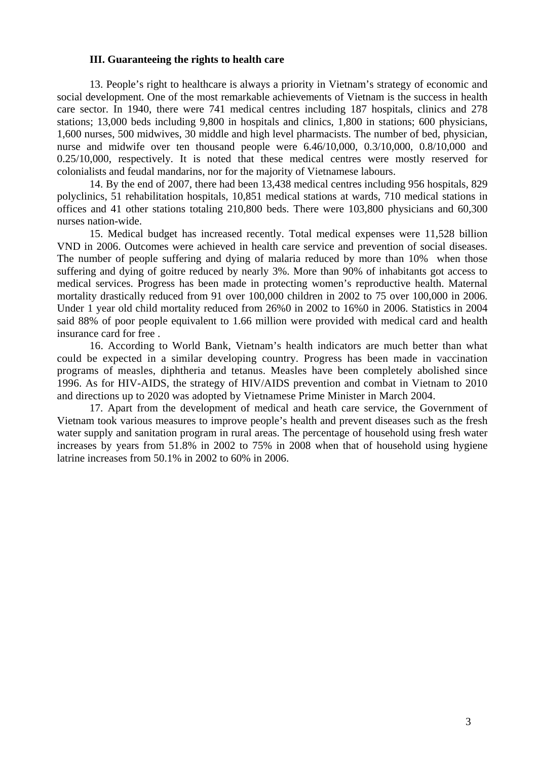**III. Guaranteeing the rights to health care**

13. People's right to healthcare is always a priority in Vietnam's strategy of economic and social development. One of the most remarkable achievements of Vietnam is the success in health care sector. In 1940, there were 741 medical centres including 187 hospitals, clinics and 278 stations; 13,000 beds including 9,800 in hospitals and clinics, 1,800 in stations; 600 physicians, 1,600 nurses, 500 midwives, 30 middle and high level pharmacists. The number of bed, physician, nurse and midwife over ten thousand people were 6.46/10,000, 0.3/10,000, 0.8/10,000 and 0.25/10,000, respectively. It is noted that these medical centres were mostly reserved for colonialists and feudal mandarins, nor for the majority of Vietnamese labours.

14. By the end of 2007, there had been 13,438 medical centres including 956 hospitals, 829 polyclinics, 51 rehabilitation hospitals, 10,851 medical stations at wards, 710 medical stations in offices and 41 other stations totaling 210,800 beds. There were 103,800 physicians and 60,300 nurses nation-wide.

15. Medical budget has increased recently. Total medical expenses were 11,528 billion VND in 2006. Outcomes were achieved in health care service and prevention of social diseases. The number of people suffering and dying of malaria reduced by more than 10% when those suffering and dying of goitre reduced by nearly 3%. More than 90% of inhabitants got access to medical services. Progress has been made in protecting women's reproductive health. Maternal mortality drastically reduced from 91 over 100,000 children in 2002 to 75 over 100,000 in 2006. Under 1 year old child mortality reduced from 26%0 in 2002 to 16%0 in 2006. Statistics in 2004 said 88% of poor people equivalent to 1.66 million were provided with medical card and health insurance card for free .

16. According to World Bank, Vietnam's health indicators are much better than what could be expected in a similar developing country. Progress has been made in vaccination programs of measles, diphtheria and tetanus. Measles have been completely abolished since 1996. As for HIV-AIDS, the strategy of HIV/AIDS prevention and combat in Vietnam to 2010 and directions up to 2020 was adopted by Vietnamese Prime Minister in March 2004.

17. Apart from the development of medical and heath care service, the Government of Vietnam took various measures to improve people's health and prevent diseases such as the fresh water supply and sanitation program in rural areas. The percentage of household using fresh water increases by years from 51.8% in 2002 to 75% in 2008 when that of household using hygiene latrine increases from 50.1% in 2002 to 60% in 2006.